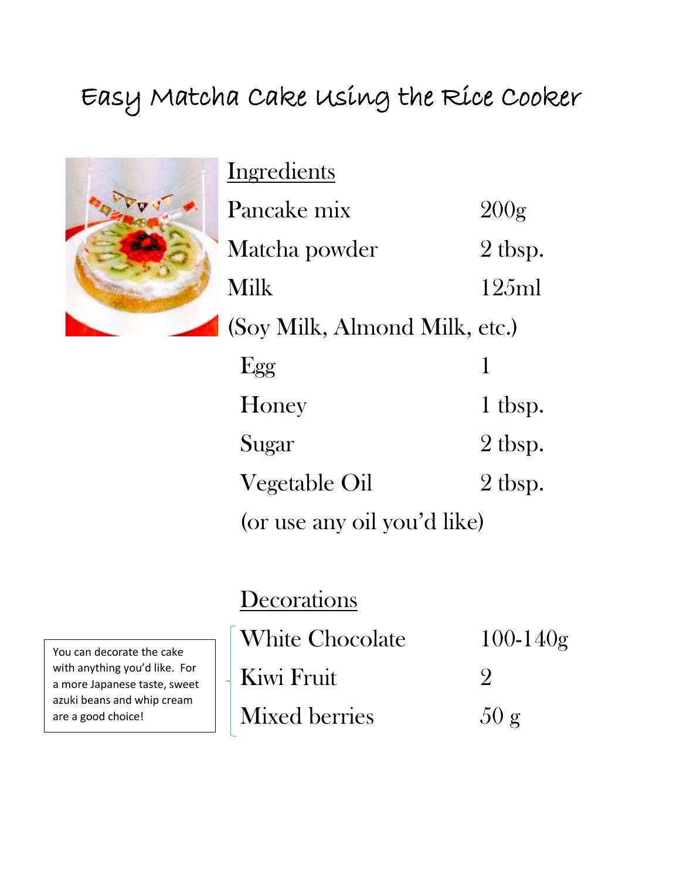# Easy Matcha Cake Using the Rice Cooker

## Ingredients

| | |
|---|---|
| Pancake mix | 200g |
| Matcha powder | 2 tbsp. |
| Milk | 125ml |
| (Soy Milk, Almond Milk, etc.) | |
| Egg | 1 |
| Honey | 1 tbsp. |
| Sugar | 2 tbsp. |
| Vegetable Oil | 2 tbsp. |
| (or use any oil you'd like) | |

## Decorations

| | |
|---|---|
| White Chocolate | 100-140g |
| Kiwi Fruit | 2 |
| Mixed berries | 50 g |

You can decorate the cake with anything you'd like. For a more Japanese taste, sweet azuki beans and whip cream are a good choice!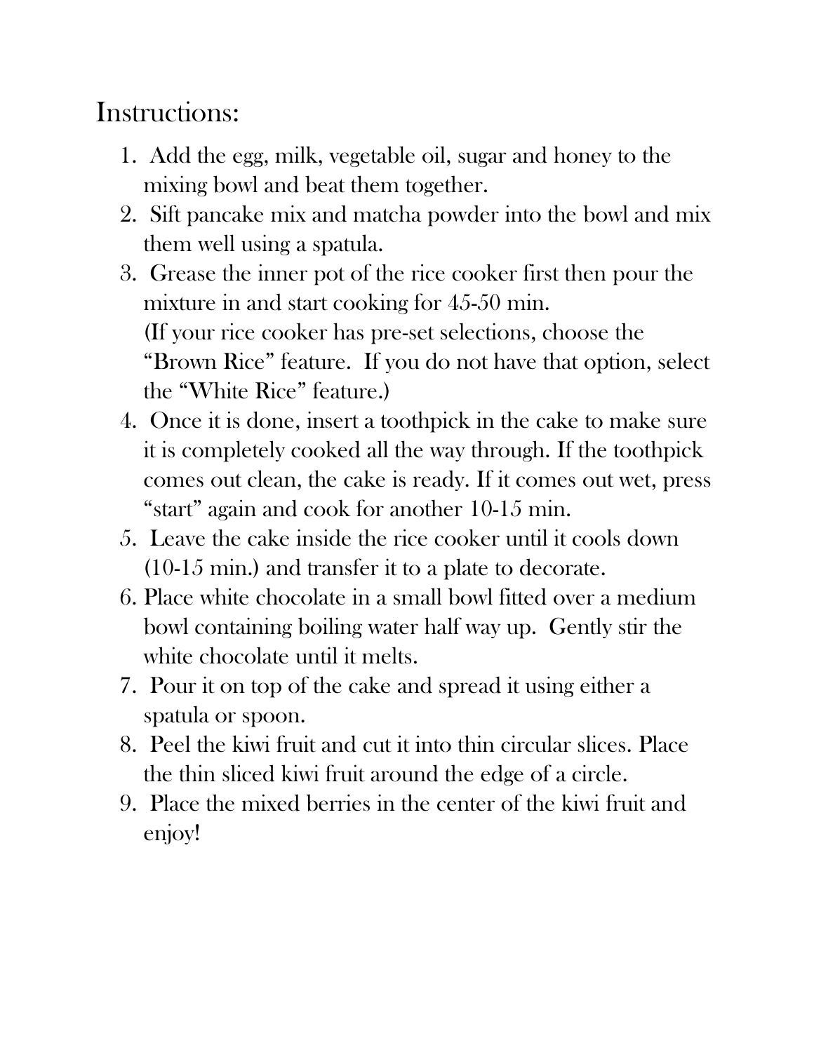# Instructions:

1. Add the egg, milk, vegetable oil, sugar and honey to the mixing bowl and beat them together.
2. Sift pancake mix and matcha powder into the bowl and mix them well using a spatula.
3. Grease the inner pot of the rice cooker first then pour the mixture in and start cooking for 45-50 min.
   (If your rice cooker has pre-set selections, choose the "Brown Rice" feature. If you do not have that option, select the "White Rice" feature.)
4. Once it is done, insert a toothpick in the cake to make sure it is completely cooked all the way through. If the toothpick comes out clean, the cake is ready. If it comes out wet, press "start" again and cook for another 10-15 min.
5. Leave the cake inside the rice cooker until it cools down (10-15 min.) and transfer it to a plate to decorate.
6. Place white chocolate in a small bowl fitted over a medium bowl containing boiling water half way up. Gently stir the white chocolate until it melts.
7. Pour it on top of the cake and spread it using either a spatula or spoon.
8. Peel the kiwi fruit and cut it into thin circular slices. Place the thin sliced kiwi fruit around the edge of a circle.
9. Place the mixed berries in the center of the kiwi fruit and enjoy!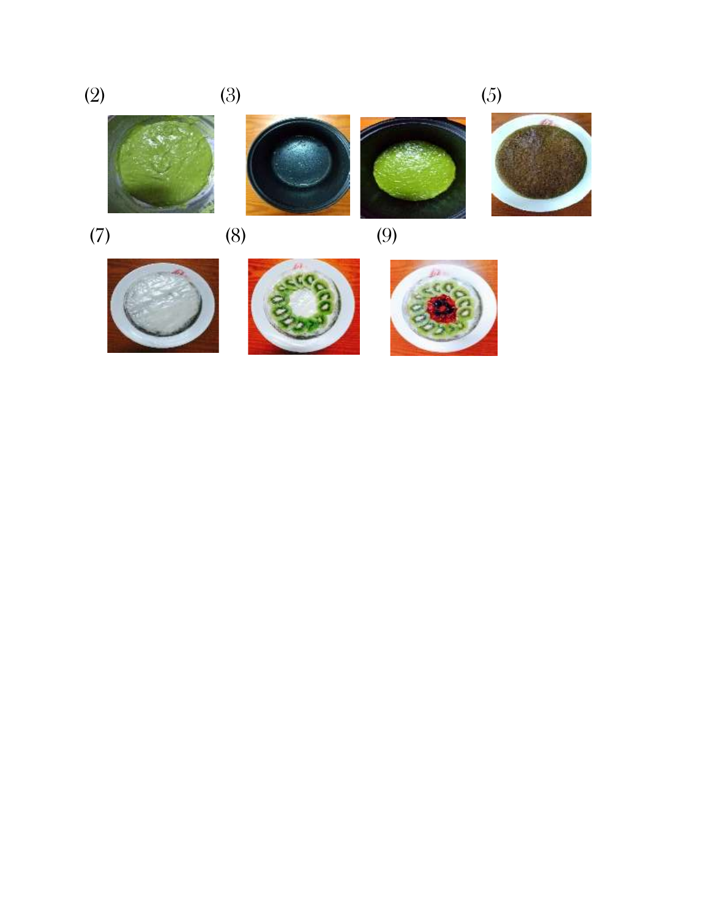(2)

(3)

(5)

(7)

(8)

(9)